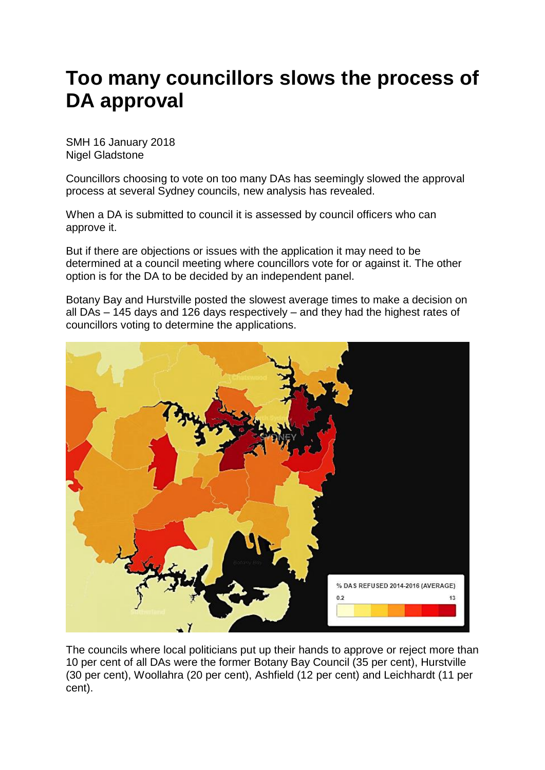# Too many councillors slows the process of DA approval

SMH 16 January 2018
Nigel Gladstone

Councillors choosing to vote on too many DAs has seemingly slowed the approval process at several Sydney councils, new analysis has revealed.

When a DA is submitted to council it is assessed by council officers who can approve it.

But if there are objections or issues with the application it may need to be determined at a council meeting where councillors vote for or against it. The other option is for the DA to be decided by an independent panel.

Botany Bay and Hurstville posted the slowest average times to make a decision on all DAs – 145 days and 126 days respectively – and they had the highest rates of councillors voting to determine the applications.

The councils where local politicians put up their hands to approve or reject more than 10 per cent of all DAs were the former Botany Bay Council (35 per cent), Hurstville (30 per cent), Woollahra (20 per cent), Ashfield (12 per cent) and Leichhardt (11 per cent).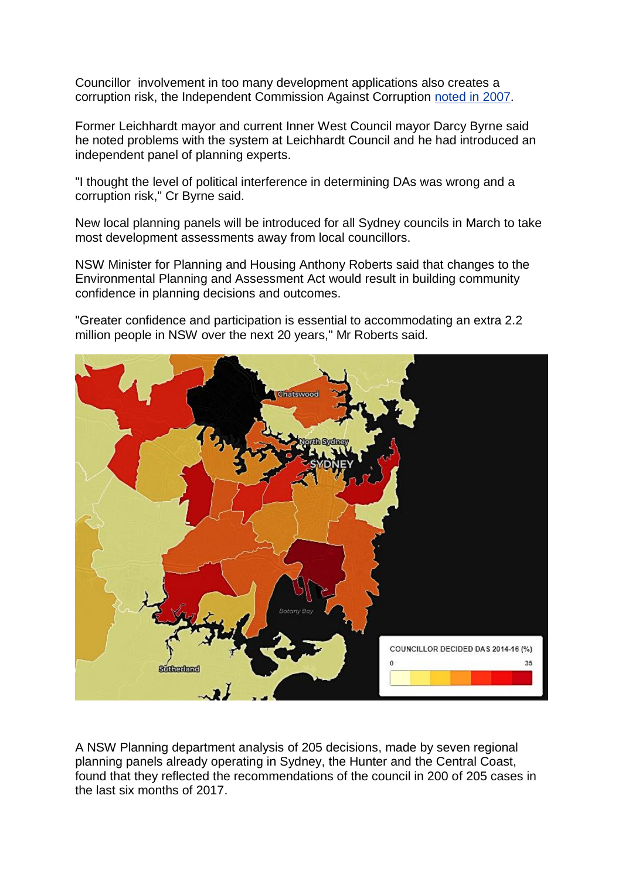Councillor involvement in too many development applications also creates a corruption risk, the Independent Commission Against Corruption [noted in 2007](#).

Former Leichhardt mayor and current Inner West Council mayor Darcy Byrne said he noted problems with the system at Leichhardt Council and he had introduced an independent panel of planning experts.

"I thought the level of political interference in determining DAs was wrong and a corruption risk," Cr Byrne said.

New local planning panels will be introduced for all Sydney councils in March to take most development assessments away from local councillors.

NSW Minister for Planning and Housing Anthony Roberts said that changes to the Environmental Planning and Assessment Act would result in building community confidence in planning decisions and outcomes.

"Greater confidence and participation is essential to accommodating an extra 2.2 million people in NSW over the next 20 years," Mr Roberts said.

A NSW Planning department analysis of 205 decisions, made by seven regional planning panels already operating in Sydney, the Hunter and the Central Coast, found that they reflected the recommendations of the council in 200 of 205 cases in the last six months of 2017.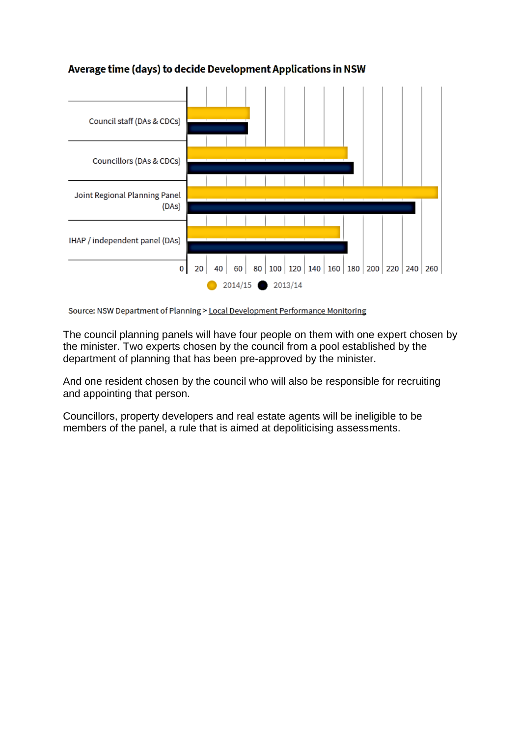**Average time (days) to decide Development Applications in NSW**

Council staff (DAs & CDCs)

Councillors (DAs & CDCs)

Joint Regional Planning Panel (DAs)

IHAP / independent panel (DAs)

0 20 40 60 80 100 120 140 160 180 200 220 240 260

2014/15 2013/14

Source: NSW Department of Planning > Local Development Performance Monitoring

The council planning panels will have four people on them with one expert chosen by the minister. Two experts chosen by the council from a pool established by the department of planning that has been pre-approved by the minister.

And one resident chosen by the council who will also be responsible for recruiting and appointing that person.

Councillors, property developers and real estate agents will be ineligible to be members of the panel, a rule that is aimed at depoliticising assessments.